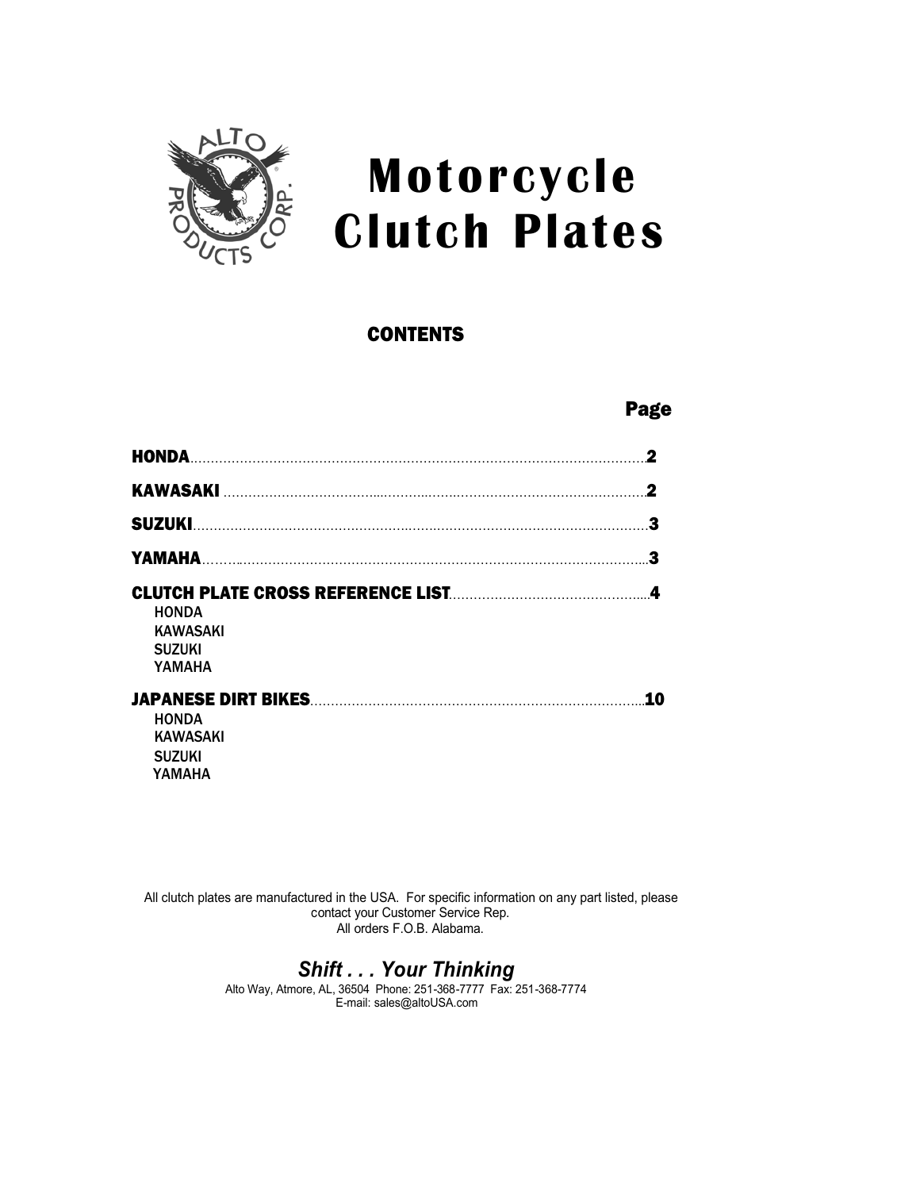# Motorcycle Clutch Plates

## CONTENTS

| | Page |
|---|---|
| **HONDA** | **2** |
| **KAWASAKI** | **2** |
| **SUZUKI** | **3** |
| **YAMAHA** | **3** |
| **CLUTCH PLATE CROSS REFERENCE LIST** | **4** |
| HONDA | |
| KAWASAKI | |
| SUZUKI | |
| YAMAHA | |
| **JAPANESE DIRT BIKES** | **10** |
| HONDA | |
| KAWASAKI | |
| SUZUKI | |
| YAMAHA | |

All clutch plates are manufactured in the USA. For specific information on any part listed, please contact your Customer Service Rep.
All orders F.O.B. Alabama.

***Shift . . . Your Thinking***

Alto Way, Atmore, AL, 36504 Phone: 251-368-7777 Fax: 251-368-7774
E-mail: sales@altoUSA.com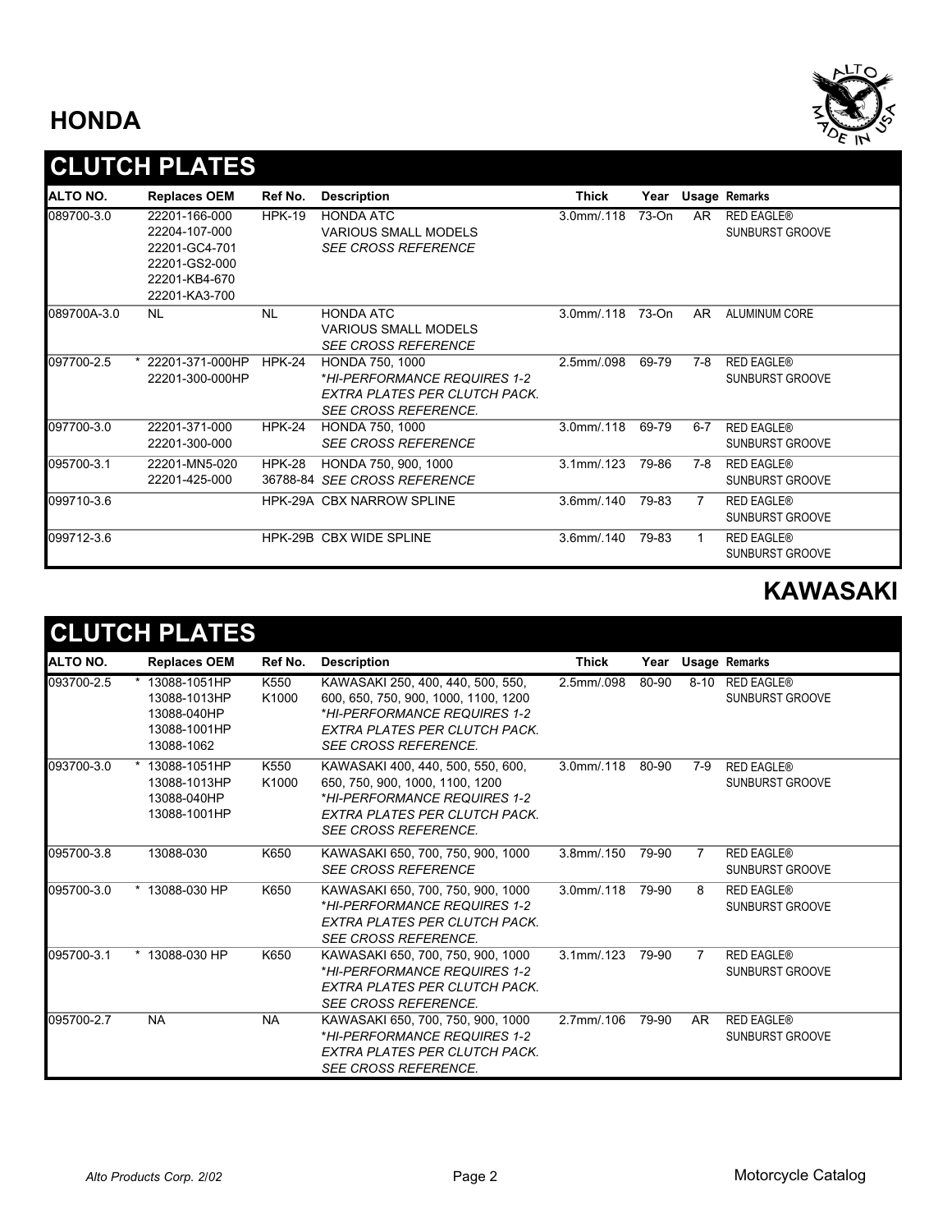## HONDA

### CLUTCH PLATES

| ALTO NO. | Replaces OEM | Ref No. | Description | Thick | Year | Usage | Remarks |
|---|---|---|---|---|---|---|---|
| 089700-3.0 | 22201-166-000<br>22204-107-000<br>22201-GC4-701<br>22201-GS2-000<br>22201-KB4-670<br>22201-KA3-700 | HPK-19 | HONDA ATC<br>VARIOUS SMALL MODELS<br>*SEE CROSS REFERENCE* | 3.0mm/.118 | 73-On | AR | RED EAGLE®<br>SUNBURST GROOVE |
| 089700A-3.0 | NL | NL | HONDA ATC<br>VARIOUS SMALL MODELS<br>*SEE CROSS REFERENCE* | 3.0mm/.118 | 73-On | AR | ALUMINUM CORE |
| 097700-2.5 | * 22201-371-000HP<br>22201-300-000HP | HPK-24 | HONDA 750, 1000<br>*\*HI-PERFORMANCE REQUIRES 1-2 EXTRA PLATES PER CLUTCH PACK. SEE CROSS REFERENCE.* | 2.5mm/.098 | 69-79 | 7-8 | RED EAGLE®<br>SUNBURST GROOVE |
| 097700-3.0 | 22201-371-000<br>22201-300-000 | HPK-24 | HONDA 750, 1000<br>*SEE CROSS REFERENCE* | 3.0mm/.118 | 69-79 | 6-7 | RED EAGLE®<br>SUNBURST GROOVE |
| 095700-3.1 | 22201-MN5-020<br>22201-425-000 | HPK-28<br>36788-84 | HONDA 750, 900, 1000<br>*SEE CROSS REFERENCE* | 3.1mm/.123 | 79-86 | 7-8 | RED EAGLE®<br>SUNBURST GROOVE |
| 099710-3.6 | | HPK-29A | CBX NARROW SPLINE | 3.6mm/.140 | 79-83 | 7 | RED EAGLE®<br>SUNBURST GROOVE |
| 099712-3.6 | | HPK-29B | CBX WIDE SPLINE | 3.6mm/.140 | 79-83 | 1 | RED EAGLE®<br>SUNBURST GROOVE |

## KAWASAKI

### CLUTCH PLATES

| ALTO NO. | Replaces OEM | Ref No. | Description | Thick | Year | Usage | Remarks |
|---|---|---|---|---|---|---|---|
| 093700-2.5 | * 13088-1051HP<br>13088-1013HP<br>13088-040HP<br>13088-1001HP<br>13088-1062 | K550<br>K1000 | KAWASAKI 250, 400, 440, 500, 550, 600, 650, 700, 750, 900, 1000, 1100, 1200<br>*\*HI-PERFORMANCE REQUIRES 1-2 EXTRA PLATES PER CLUTCH PACK. SEE CROSS REFERENCE.* | 2.5mm/.098 | 80-90 | 8-10 | RED EAGLE®<br>SUNBURST GROOVE |
| 093700-3.0 | * 13088-1051HP<br>13088-1013HP<br>13088-040HP<br>13088-1001HP | K550<br>K1000 | KAWASAKI 400, 440, 500, 550, 600, 650, 750, 900, 1000, 1100, 1200<br>*\*HI-PERFORMANCE REQUIRES 1-2 EXTRA PLATES PER CLUTCH PACK. SEE CROSS REFERENCE.* | 3.0mm/.118 | 80-90 | 7-9 | RED EAGLE®<br>SUNBURST GROOVE |
| 095700-3.8 | 13088-030 | K650 | KAWASAKI 650, 700, 750, 900, 1000<br>*SEE CROSS REFERENCE* | 3.8mm/.150 | 79-90 | 7 | RED EAGLE®<br>SUNBURST GROOVE |
| 095700-3.0 | * 13088-030 HP | K650 | KAWASAKI 650, 700, 750, 900, 1000<br>*\*HI-PERFORMANCE REQUIRES 1-2 EXTRA PLATES PER CLUTCH PACK. SEE CROSS REFERENCE.* | 3.0mm/.118 | 79-90 | 8 | RED EAGLE®<br>SUNBURST GROOVE |
| 095700-3.1 | * 13088-030 HP | K650 | KAWASAKI 650, 700, 750, 900, 1000<br>*\*HI-PERFORMANCE REQUIRES 1-2 EXTRA PLATES PER CLUTCH PACK. SEE CROSS REFERENCE.* | 3.1mm/.123 | 79-90 | 7 | RED EAGLE®<br>SUNBURST GROOVE |
| 095700-2.7 | NA | NA | KAWASAKI 650, 700, 750, 900, 1000<br>*\*HI-PERFORMANCE REQUIRES 1-2 EXTRA PLATES PER CLUTCH PACK. SEE CROSS REFERENCE.* | 2.7mm/.106 | 79-90 | AR | RED EAGLE®<br>SUNBURST GROOVE |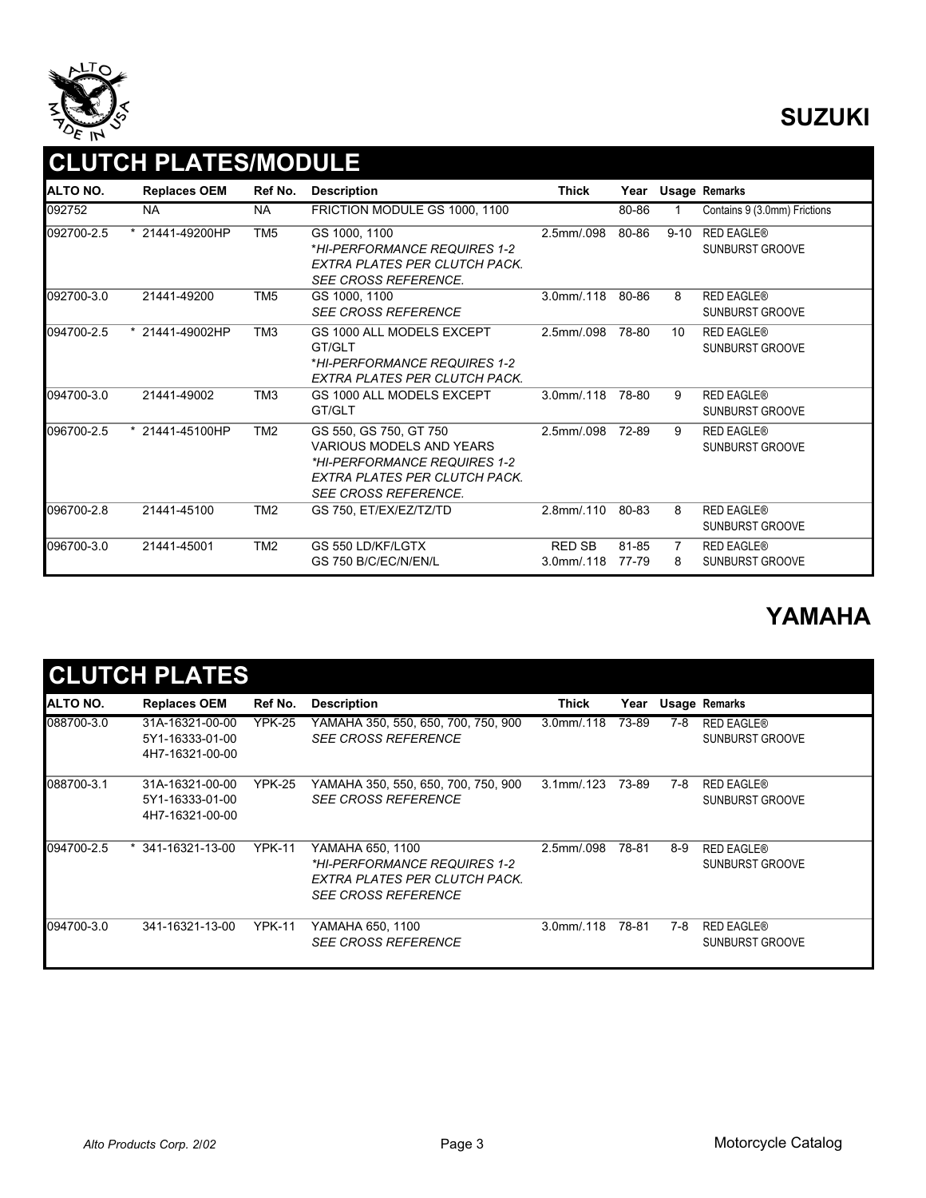## SUZUKI

### CLUTCH PLATES/MODULE

| ALTO NO. | Replaces OEM | Ref No. | Description | Thick | Year | Usage | Remarks |
|---|---|---|---|---|---|---|---|
| 092752 | NA | NA | FRICTION MODULE GS 1000, 1100 | | 80-86 | 1 | Contains 9 (3.0mm) Frictions |
| 092700-2.5 | * 21441-49200HP | TM5 | GS 1000, 1100 *\*HI-PERFORMANCE REQUIRES 1-2 EXTRA PLATES PER CLUTCH PACK. SEE CROSS REFERENCE.* | 2.5mm/.098 | 80-86 | 9-10 | RED EAGLE® SUNBURST GROOVE |
| 092700-3.0 | 21441-49200 | TM5 | GS 1000, 1100 *SEE CROSS REFERENCE* | 3.0mm/.118 | 80-86 | 8 | RED EAGLE® SUNBURST GROOVE |
| 094700-2.5 | * 21441-49002HP | TM3 | GS 1000 ALL MODELS EXCEPT GT/GLT *\*HI-PERFORMANCE REQUIRES 1-2 EXTRA PLATES PER CLUTCH PACK.* | 2.5mm/.098 | 78-80 | 10 | RED EAGLE® SUNBURST GROOVE |
| 094700-3.0 | 21441-49002 | TM3 | GS 1000 ALL MODELS EXCEPT GT/GLT | 3.0mm/.118 | 78-80 | 9 | RED EAGLE® SUNBURST GROOVE |
| 096700-2.5 | * 21441-45100HP | TM2 | GS 550, GS 750, GT 750 VARIOUS MODELS AND YEARS *\*HI-PERFORMANCE REQUIRES 1-2 EXTRA PLATES PER CLUTCH PACK. SEE CROSS REFERENCE.* | 2.5mm/.098 | 72-89 | 9 | RED EAGLE® SUNBURST GROOVE |
| 096700-2.8 | 21441-45100 | TM2 | GS 750, ET/EX/EZ/TZ/TD | 2.8mm/.110 | 80-83 | 8 | RED EAGLE® SUNBURST GROOVE |
| 096700-3.0 | 21441-45001 | TM2 | GS 550 LD/KF/LGTX<br>GS 750 B/C/EC/N/EN/L | RED SB<br>3.0mm/.118 | 81-85<br>77-79 | 7<br>8 | RED EAGLE® SUNBURST GROOVE |

## YAMAHA

### CLUTCH PLATES

| ALTO NO. | Replaces OEM | Ref No. | Description | Thick | Year | Usage | Remarks |
|---|---|---|---|---|---|---|---|
| 088700-3.0 | 31A-16321-00-00<br>5Y1-16333-01-00<br>4H7-16321-00-00 | YPK-25 | YAMAHA 350, 550, 650, 700, 750, 900 *SEE CROSS REFERENCE* | 3.0mm/.118 | 73-89 | 7-8 | RED EAGLE® SUNBURST GROOVE |
| 088700-3.1 | 31A-16321-00-00<br>5Y1-16333-01-00<br>4H7-16321-00-00 | YPK-25 | YAMAHA 350, 550, 650, 700, 750, 900 *SEE CROSS REFERENCE* | 3.1mm/.123 | 73-89 | 7-8 | RED EAGLE® SUNBURST GROOVE |
| 094700-2.5 | * 341-16321-13-00 | YPK-11 | YAMAHA 650, 1100 *\*HI-PERFORMANCE REQUIRES 1-2 EXTRA PLATES PER CLUTCH PACK. SEE CROSS REFERENCE* | 2.5mm/.098 | 78-81 | 8-9 | RED EAGLE® SUNBURST GROOVE |
| 094700-3.0 | 341-16321-13-00 | YPK-11 | YAMAHA 650, 1100 *SEE CROSS REFERENCE* | 3.0mm/.118 | 78-81 | 7-8 | RED EAGLE® SUNBURST GROOVE |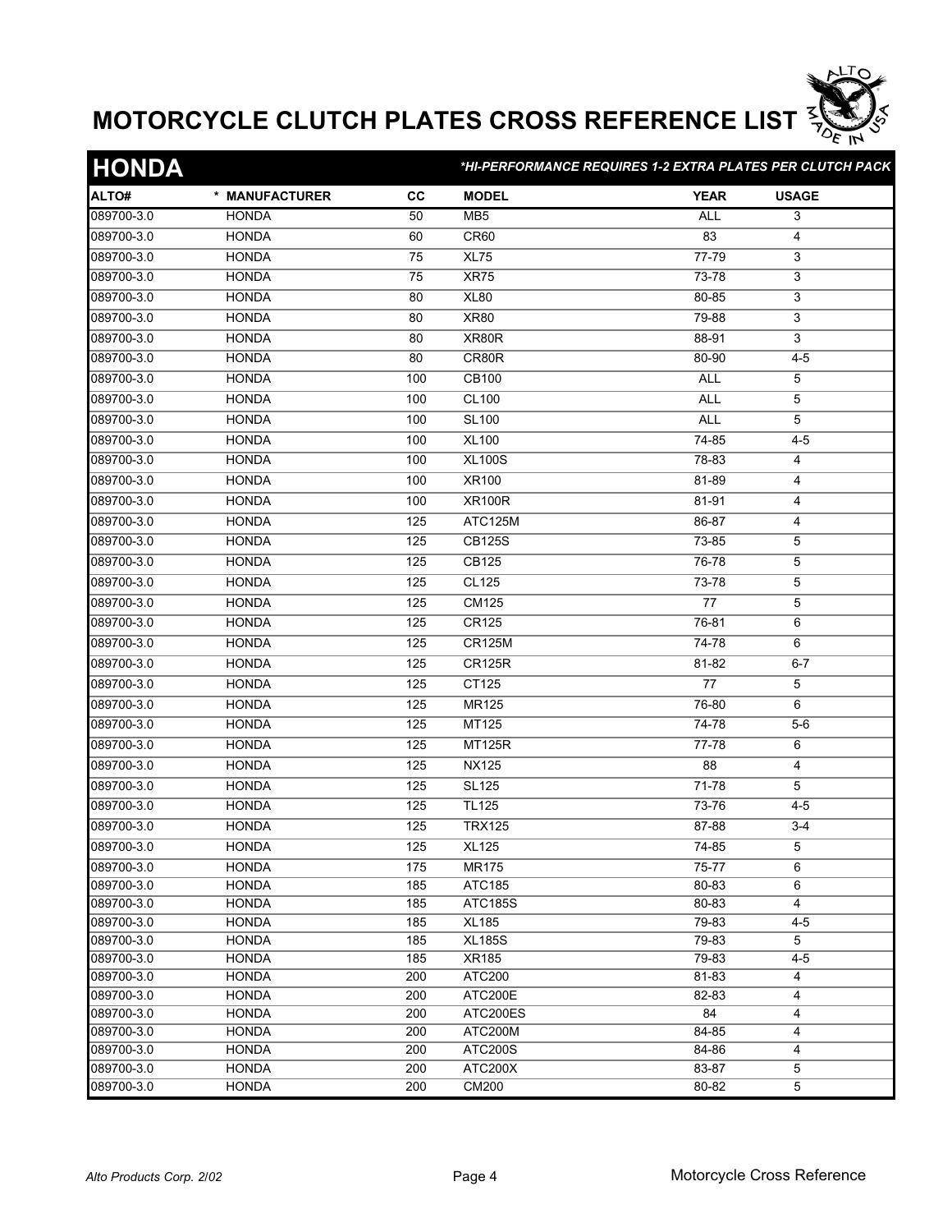# MOTORCYCLE CLUTCH PLATES CROSS REFERENCE LIST

## HONDA

*\*HI-PERFORMANCE REQUIRES 1-2 EXTRA PLATES PER CLUTCH PACK*

| ALTO# | * MANUFACTURER | CC | MODEL | YEAR | USAGE |
|---|---|---|---|---|---|
| 089700-3.0 | HONDA | 50 | MB5 | ALL | 3 |
| 089700-3.0 | HONDA | 60 | CR60 | 83 | 4 |
| 089700-3.0 | HONDA | 75 | XL75 | 77-79 | 3 |
| 089700-3.0 | HONDA | 75 | XR75 | 73-78 | 3 |
| 089700-3.0 | HONDA | 80 | XL80 | 80-85 | 3 |
| 089700-3.0 | HONDA | 80 | XR80 | 79-88 | 3 |
| 089700-3.0 | HONDA | 80 | XR80R | 88-91 | 3 |
| 089700-3.0 | HONDA | 80 | CR80R | 80-90 | 4-5 |
| 089700-3.0 | HONDA | 100 | CB100 | ALL | 5 |
| 089700-3.0 | HONDA | 100 | CL100 | ALL | 5 |
| 089700-3.0 | HONDA | 100 | SL100 | ALL | 5 |
| 089700-3.0 | HONDA | 100 | XL100 | 74-85 | 4-5 |
| 089700-3.0 | HONDA | 100 | XL100S | 78-83 | 4 |
| 089700-3.0 | HONDA | 100 | XR100 | 81-89 | 4 |
| 089700-3.0 | HONDA | 100 | XR100R | 81-91 | 4 |
| 089700-3.0 | HONDA | 125 | ATC125M | 86-87 | 4 |
| 089700-3.0 | HONDA | 125 | CB125S | 73-85 | 5 |
| 089700-3.0 | HONDA | 125 | CB125 | 76-78 | 5 |
| 089700-3.0 | HONDA | 125 | CL125 | 73-78 | 5 |
| 089700-3.0 | HONDA | 125 | CM125 | 77 | 5 |
| 089700-3.0 | HONDA | 125 | CR125 | 76-81 | 6 |
| 089700-3.0 | HONDA | 125 | CR125M | 74-78 | 6 |
| 089700-3.0 | HONDA | 125 | CR125R | 81-82 | 6-7 |
| 089700-3.0 | HONDA | 125 | CT125 | 77 | 5 |
| 089700-3.0 | HONDA | 125 | MR125 | 76-80 | 6 |
| 089700-3.0 | HONDA | 125 | MT125 | 74-78 | 5-6 |
| 089700-3.0 | HONDA | 125 | MT125R | 77-78 | 6 |
| 089700-3.0 | HONDA | 125 | NX125 | 88 | 4 |
| 089700-3.0 | HONDA | 125 | SL125 | 71-78 | 5 |
| 089700-3.0 | HONDA | 125 | TL125 | 73-76 | 4-5 |
| 089700-3.0 | HONDA | 125 | TRX125 | 87-88 | 3-4 |
| 089700-3.0 | HONDA | 125 | XL125 | 74-85 | 5 |
| 089700-3.0 | HONDA | 175 | MR175 | 75-77 | 6 |
| 089700-3.0 | HONDA | 185 | ATC185 | 80-83 | 6 |
| 089700-3.0 | HONDA | 185 | ATC185S | 80-83 | 4 |
| 089700-3.0 | HONDA | 185 | XL185 | 79-83 | 4-5 |
| 089700-3.0 | HONDA | 185 | XL185S | 79-83 | 5 |
| 089700-3.0 | HONDA | 185 | XR185 | 79-83 | 4-5 |
| 089700-3.0 | HONDA | 200 | ATC200 | 81-83 | 4 |
| 089700-3.0 | HONDA | 200 | ATC200E | 82-83 | 4 |
| 089700-3.0 | HONDA | 200 | ATC200ES | 84 | 4 |
| 089700-3.0 | HONDA | 200 | ATC200M | 84-85 | 4 |
| 089700-3.0 | HONDA | 200 | ATC200S | 84-86 | 4 |
| 089700-3.0 | HONDA | 200 | ATC200X | 83-87 | 5 |
| 089700-3.0 | HONDA | 200 | CM200 | 80-82 | 5 |

*Alto Products Corp. 2/02* | Motorcycle Cross Reference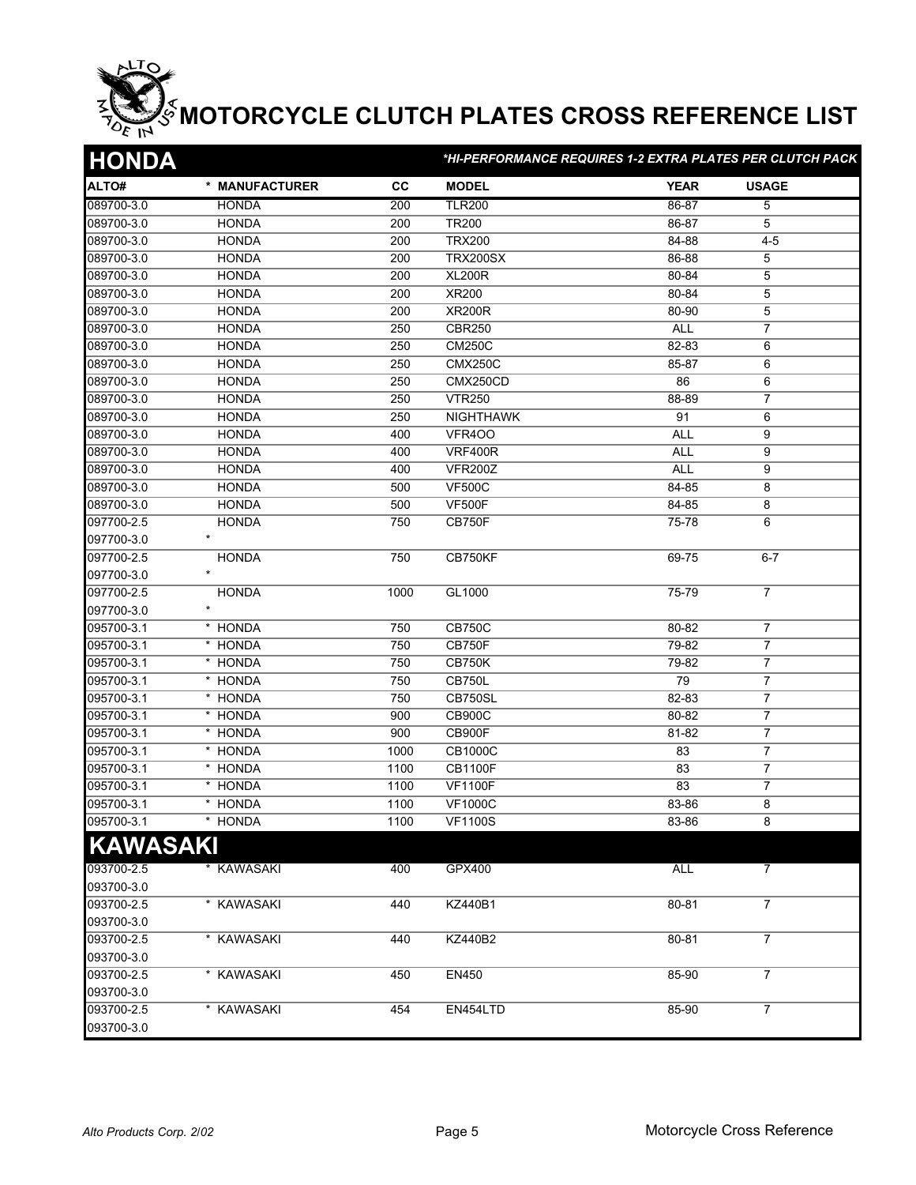# MOTORCYCLE CLUTCH PLATES CROSS REFERENCE LIST

## HONDA

*\*HI-PERFORMANCE REQUIRES 1-2 EXTRA PLATES PER CLUTCH PACK*

| ALTO# | * MANUFACTURER | CC | MODEL | YEAR | USAGE |
|---|---|---|---|---|---|
| 089700-3.0 | HONDA | 200 | TLR200 | 86-87 | 5 |
| 089700-3.0 | HONDA | 200 | TR200 | 86-87 | 5 |
| 089700-3.0 | HONDA | 200 | TRX200 | 84-88 | 4-5 |
| 089700-3.0 | HONDA | 200 | TRX200SX | 86-88 | 5 |
| 089700-3.0 | HONDA | 200 | XL200R | 80-84 | 5 |
| 089700-3.0 | HONDA | 200 | XR200 | 80-84 | 5 |
| 089700-3.0 | HONDA | 200 | XR200R | 80-90 | 5 |
| 089700-3.0 | HONDA | 250 | CBR250 | ALL | 7 |
| 089700-3.0 | HONDA | 250 | CM250C | 82-83 | 6 |
| 089700-3.0 | HONDA | 250 | CMX250C | 85-87 | 6 |
| 089700-3.0 | HONDA | 250 | CMX250CD | 86 | 6 |
| 089700-3.0 | HONDA | 250 | VTR250 | 88-89 | 7 |
| 089700-3.0 | HONDA | 250 | NIGHTHAWK | 91 | 6 |
| 089700-3.0 | HONDA | 400 | VFR4OO | ALL | 9 |
| 089700-3.0 | HONDA | 400 | VRF400R | ALL | 9 |
| 089700-3.0 | HONDA | 400 | VFR200Z | ALL | 9 |
| 089700-3.0 | HONDA | 500 | VF500C | 84-85 | 8 |
| 089700-3.0 | HONDA | 500 | VF500F | 84-85 | 8 |
| 097700-2.5 | HONDA | 750 | CB750F | 75-78 | 6 |
| 097700-3.0 | * | | | | |
| 097700-2.5 | HONDA | 750 | CB750KF | 69-75 | 6-7 |
| 097700-3.0 | * | | | | |
| 097700-2.5 | HONDA | 1000 | GL1000 | 75-79 | 7 |
| 097700-3.0 | * | | | | |
| 095700-3.1 | * HONDA | 750 | CB750C | 80-82 | 7 |
| 095700-3.1 | * HONDA | 750 | CB750F | 79-82 | 7 |
| 095700-3.1 | * HONDA | 750 | CB750K | 79-82 | 7 |
| 095700-3.1 | * HONDA | 750 | CB750L | 79 | 7 |
| 095700-3.1 | * HONDA | 750 | CB750SL | 82-83 | 7 |
| 095700-3.1 | * HONDA | 900 | CB900C | 80-82 | 7 |
| 095700-3.1 | * HONDA | 900 | CB900F | 81-82 | 7 |
| 095700-3.1 | * HONDA | 1000 | CB1000C | 83 | 7 |
| 095700-3.1 | * HONDA | 1100 | CB1100F | 83 | 7 |
| 095700-3.1 | * HONDA | 1100 | VF1100F | 83 | 7 |
| 095700-3.1 | * HONDA | 1100 | VF1000C | 83-86 | 8 |
| 095700-3.1 | * HONDA | 1100 | VF1100S | 83-86 | 8 |

## KAWASAKI

| ALTO# | * MANUFACTURER | CC | MODEL | YEAR | USAGE |
|---|---|---|---|---|---|
| 093700-2.5 | * KAWASAKI | 400 | GPX400 | ALL | 7 |
| 093700-3.0 | | | | | |
| 093700-2.5 | * KAWASAKI | 440 | KZ440B1 | 80-81 | 7 |
| 093700-3.0 | | | | | |
| 093700-2.5 | * KAWASAKI | 440 | KZ440B2 | 80-81 | 7 |
| 093700-3.0 | | | | | |
| 093700-2.5 | * KAWASAKI | 450 | EN450 | 85-90 | 7 |
| 093700-3.0 | | | | | |
| 093700-2.5 | * KAWASAKI | 454 | EN454LTD | 85-90 | 7 |
| 093700-3.0 | | | | | |

*Alto Products Corp. 2/02*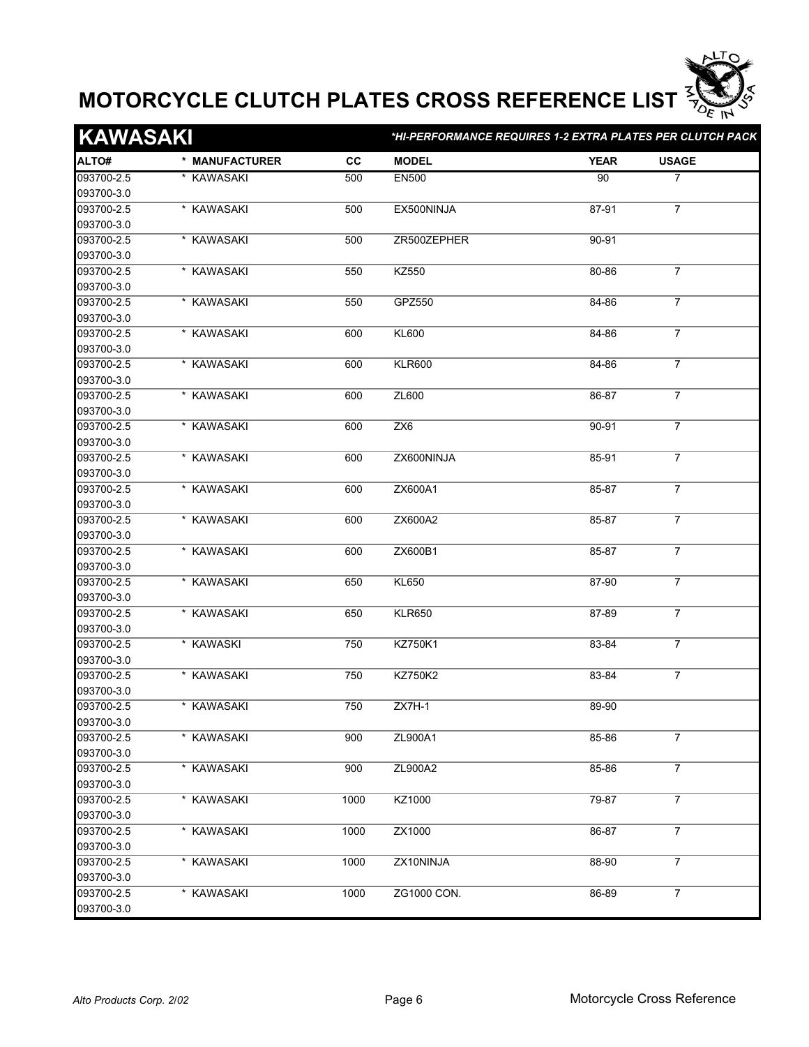# MOTORCYCLE CLUTCH PLATES CROSS REFERENCE LIST

## KAWASAKI

*\*HI-PERFORMANCE REQUIRES 1-2 EXTRA PLATES PER CLUTCH PACK*

| ALTO# | * MANUFACTURER | CC | MODEL | YEAR | USAGE |
|---|---|---|---|---|---|
| 093700-2.5<br>093700-3.0 | * KAWASAKI | 500 | EN500 | 90 | 7 |
| 093700-2.5<br>093700-3.0 | * KAWASAKI | 500 | EX500NINJA | 87-91 | 7 |
| 093700-2.5<br>093700-3.0 | * KAWASAKI | 500 | ZR500ZEPHER | 90-91 | |
| 093700-2.5<br>093700-3.0 | * KAWASAKI | 550 | KZ550 | 80-86 | 7 |
| 093700-2.5<br>093700-3.0 | * KAWASAKI | 550 | GPZ550 | 84-86 | 7 |
| 093700-2.5<br>093700-3.0 | * KAWASAKI | 600 | KL600 | 84-86 | 7 |
| 093700-2.5<br>093700-3.0 | * KAWASAKI | 600 | KLR600 | 84-86 | 7 |
| 093700-2.5<br>093700-3.0 | * KAWASAKI | 600 | ZL600 | 86-87 | 7 |
| 093700-2.5<br>093700-3.0 | * KAWASAKI | 600 | ZX6 | 90-91 | 7 |
| 093700-2.5<br>093700-3.0 | * KAWASAKI | 600 | ZX600NINJA | 85-91 | 7 |
| 093700-2.5<br>093700-3.0 | * KAWASAKI | 600 | ZX600A1 | 85-87 | 7 |
| 093700-2.5<br>093700-3.0 | * KAWASAKI | 600 | ZX600A2 | 85-87 | 7 |
| 093700-2.5<br>093700-3.0 | * KAWASAKI | 600 | ZX600B1 | 85-87 | 7 |
| 093700-2.5<br>093700-3.0 | * KAWASAKI | 650 | KL650 | 87-90 | 7 |
| 093700-2.5<br>093700-3.0 | * KAWASAKI | 650 | KLR650 | 87-89 | 7 |
| 093700-2.5<br>093700-3.0 | * KAWASKI | 750 | KZ750K1 | 83-84 | 7 |
| 093700-2.5<br>093700-3.0 | * KAWASAKI | 750 | KZ750K2 | 83-84 | 7 |
| 093700-2.5<br>093700-3.0 | * KAWASAKI | 750 | ZX7H-1 | 89-90 | |
| 093700-2.5<br>093700-3.0 | * KAWASAKI | 900 | ZL900A1 | 85-86 | 7 |
| 093700-2.5<br>093700-3.0 | * KAWASAKI | 900 | ZL900A2 | 85-86 | 7 |
| 093700-2.5<br>093700-3.0 | * KAWASAKI | 1000 | KZ1000 | 79-87 | 7 |
| 093700-2.5<br>093700-3.0 | * KAWASAKI | 1000 | ZX1000 | 86-87 | 7 |
| 093700-2.5<br>093700-3.0 | * KAWASAKI | 1000 | ZX10NINJA | 88-90 | 7 |
| 093700-2.5<br>093700-3.0 | * KAWASAKI | 1000 | ZG1000 CON. | 86-89 | 7 |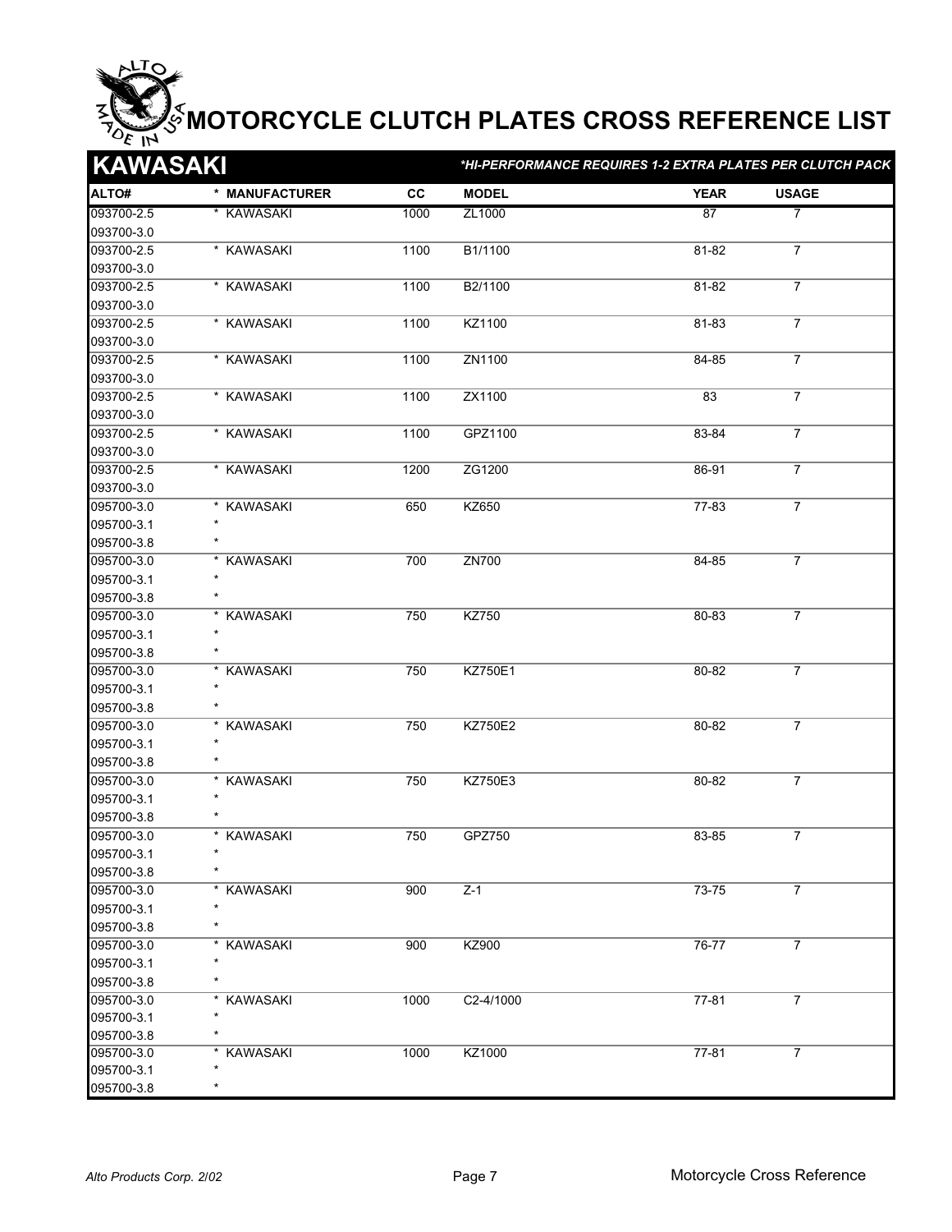# MOTORCYCLE CLUTCH PLATES CROSS REFERENCE LIST

## KAWASAKI

*HI-PERFORMANCE REQUIRES 1-2 EXTRA PLATES PER CLUTCH PACK*

| ALTO# | * MANUFACTURER | CC | MODEL | YEAR | USAGE |
|---|---|---|---|---|---|
| 093700-2.5 | * KAWASAKI | 1000 | ZL1000 | 87 | 7 |
| 093700-3.0 | | | | | |
| 093700-2.5 | * KAWASAKI | 1100 | B1/1100 | 81-82 | 7 |
| 093700-3.0 | | | | | |
| 093700-2.5 | * KAWASAKI | 1100 | B2/1100 | 81-82 | 7 |
| 093700-3.0 | | | | | |
| 093700-2.5 | * KAWASAKI | 1100 | KZ1100 | 81-83 | 7 |
| 093700-3.0 | | | | | |
| 093700-2.5 | * KAWASAKI | 1100 | ZN1100 | 84-85 | 7 |
| 093700-3.0 | | | | | |
| 093700-2.5 | * KAWASAKI | 1100 | ZX1100 | 83 | 7 |
| 093700-3.0 | | | | | |
| 093700-2.5 | * KAWASAKI | 1100 | GPZ1100 | 83-84 | 7 |
| 093700-3.0 | | | | | |
| 093700-2.5 | * KAWASAKI | 1200 | ZG1200 | 86-91 | 7 |
| 093700-3.0 | | | | | |
| 095700-3.0 | * KAWASAKI | 650 | KZ650 | 77-83 | 7 |
| 095700-3.1 | * | | | | |
| 095700-3.8 | * | | | | |
| 095700-3.0 | * KAWASAKI | 700 | ZN700 | 84-85 | 7 |
| 095700-3.1 | * | | | | |
| 095700-3.8 | * | | | | |
| 095700-3.0 | * KAWASAKI | 750 | KZ750 | 80-83 | 7 |
| 095700-3.1 | * | | | | |
| 095700-3.8 | * | | | | |
| 095700-3.0 | * KAWASAKI | 750 | KZ750E1 | 80-82 | 7 |
| 095700-3.1 | * | | | | |
| 095700-3.8 | * | | | | |
| 095700-3.0 | * KAWASAKI | 750 | KZ750E2 | 80-82 | 7 |
| 095700-3.1 | * | | | | |
| 095700-3.8 | * | | | | |
| 095700-3.0 | * KAWASAKI | 750 | KZ750E3 | 80-82 | 7 |
| 095700-3.1 | * | | | | |
| 095700-3.8 | * | | | | |
| 095700-3.0 | * KAWASAKI | 750 | GPZ750 | 83-85 | 7 |
| 095700-3.1 | * | | | | |
| 095700-3.8 | * | | | | |
| 095700-3.0 | * KAWASAKI | 900 | Z-1 | 73-75 | 7 |
| 095700-3.1 | * | | | | |
| 095700-3.8 | * | | | | |
| 095700-3.0 | * KAWASAKI | 900 | KZ900 | 76-77 | 7 |
| 095700-3.1 | * | | | | |
| 095700-3.8 | * | | | | |
| 095700-3.0 | * KAWASAKI | 1000 | C2-4/1000 | 77-81 | 7 |
| 095700-3.1 | * | | | | |
| 095700-3.8 | * | | | | |
| 095700-3.0 | * KAWASAKI | 1000 | KZ1000 | 77-81 | 7 |
| 095700-3.1 | * | | | | |
| 095700-3.8 | * | | | | |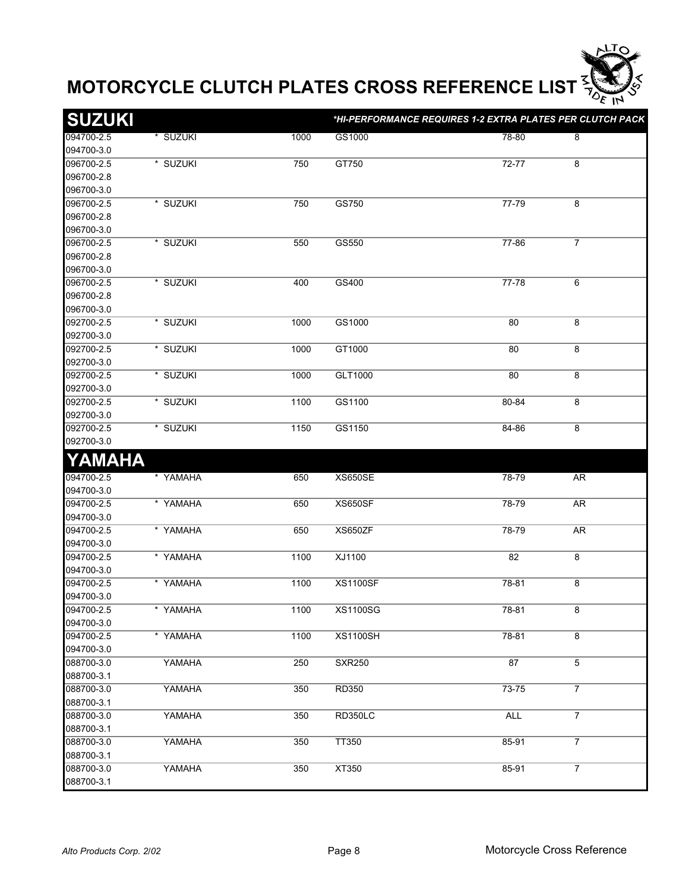# MOTORCYCLE CLUTCH PLATES CROSS REFERENCE LIST

## SUZUKI

*HI-PERFORMANCE REQUIRES 1-2 EXTRA PLATES PER CLUTCH PACK*

| Part Number | Make | CC | Model | Years | Plates |
|---|---|---|---|---|---|
| 094700-2.5<br>094700-3.0 | * SUZUKI | 1000 | GS1000 | 78-80 | 8 |
| 096700-2.5<br>096700-2.8<br>096700-3.0 | * SUZUKI | 750 | GT750 | 72-77 | 8 |
| 096700-2.5<br>096700-2.8<br>096700-3.0 | * SUZUKI | 750 | GS750 | 77-79 | 8 |
| 096700-2.5<br>096700-2.8<br>096700-3.0 | * SUZUKI | 550 | GS550 | 77-86 | 7 |
| 096700-2.5<br>096700-2.8<br>096700-3.0 | * SUZUKI | 400 | GS400 | 77-78 | 6 |
| 092700-2.5<br>092700-3.0 | * SUZUKI | 1000 | GS1000 | 80 | 8 |
| 092700-2.5<br>092700-3.0 | * SUZUKI | 1000 | GT1000 | 80 | 8 |
| 092700-2.5<br>092700-3.0 | * SUZUKI | 1000 | GLT1000 | 80 | 8 |
| 092700-2.5<br>092700-3.0 | * SUZUKI | 1100 | GS1100 | 80-84 | 8 |
| 092700-2.5<br>092700-3.0 | * SUZUKI | 1150 | GS1150 | 84-86 | 8 |

## YAMAHA

| Part Number | Make | CC | Model | Years | Plates |
|---|---|---|---|---|---|
| 094700-2.5<br>094700-3.0 | * YAMAHA | 650 | XS650SE | 78-79 | AR |
| 094700-2.5<br>094700-3.0 | * YAMAHA | 650 | XS650SF | 78-79 | AR |
| 094700-2.5<br>094700-3.0 | * YAMAHA | 650 | XS650ZF | 78-79 | AR |
| 094700-2.5<br>094700-3.0 | * YAMAHA | 1100 | XJ1100 | 82 | 8 |
| 094700-2.5<br>094700-3.0 | * YAMAHA | 1100 | XS1100SF | 78-81 | 8 |
| 094700-2.5<br>094700-3.0 | * YAMAHA | 1100 | XS1100SG | 78-81 | 8 |
| 094700-2.5<br>094700-3.0 | * YAMAHA | 1100 | XS1100SH | 78-81 | 8 |
| 088700-3.0<br>088700-3.1 | YAMAHA | 250 | SXR250 | 87 | 5 |
| 088700-3.0<br>088700-3.1 | YAMAHA | 350 | RD350 | 73-75 | 7 |
| 088700-3.0<br>088700-3.1 | YAMAHA | 350 | RD350LC | ALL | 7 |
| 088700-3.0<br>088700-3.1 | YAMAHA | 350 | TT350 | 85-91 | 7 |
| 088700-3.0<br>088700-3.1 | YAMAHA | 350 | XT350 | 85-91 | 7 |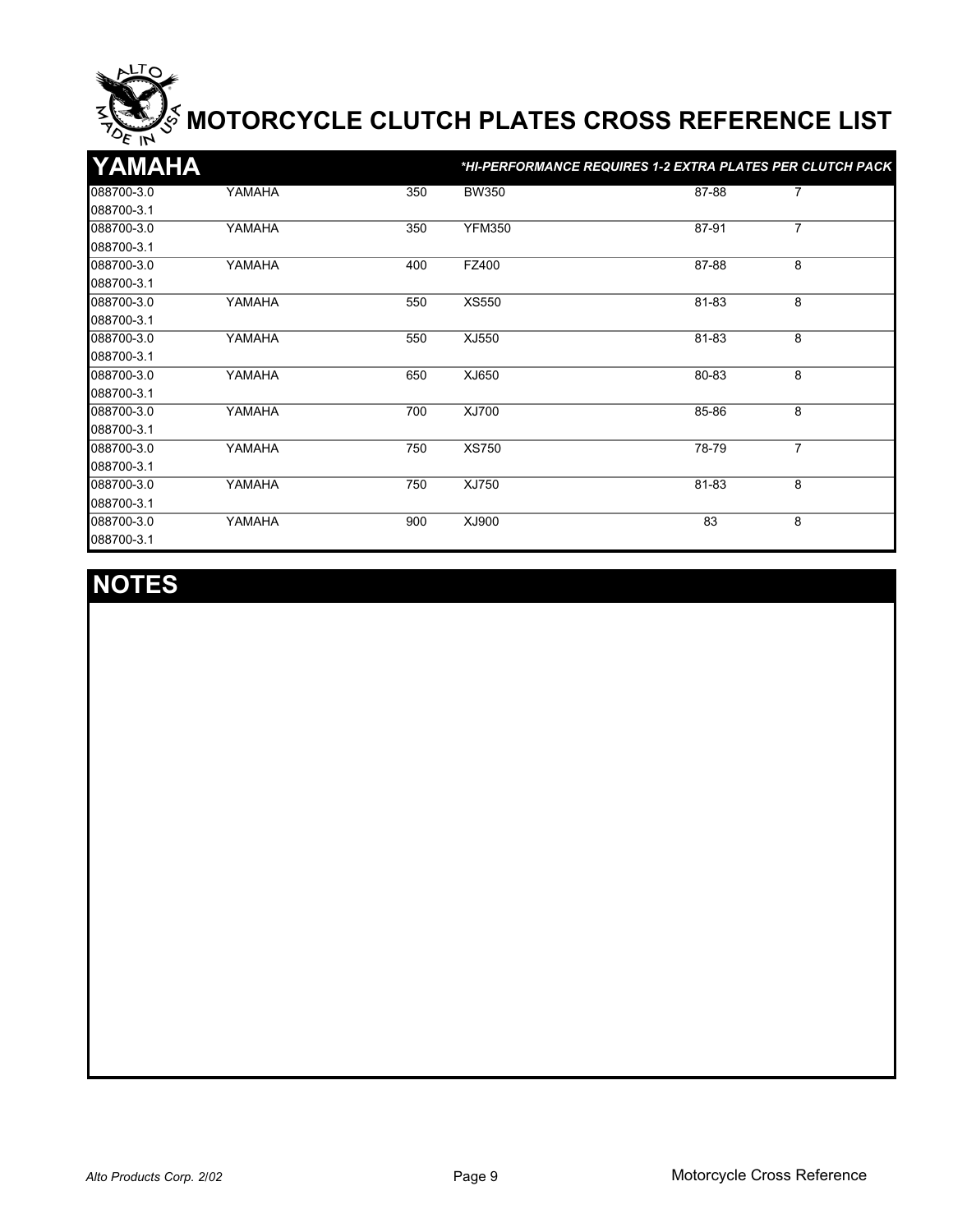# MOTORCYCLE CLUTCH PLATES CROSS REFERENCE LIST

## YAMAHA

*\*HI-PERFORMANCE REQUIRES 1-2 EXTRA PLATES PER CLUTCH PACK*

| | | | | | |
|---|---|---|---|---|---|
| 088700-3.0<br>088700-3.1 | YAMAHA | 350 | BW350 | 87-88 | 7 |
| 088700-3.0<br>088700-3.1 | YAMAHA | 350 | YFM350 | 87-91 | 7 |
| 088700-3.0<br>088700-3.1 | YAMAHA | 400 | FZ400 | 87-88 | 8 |
| 088700-3.0<br>088700-3.1 | YAMAHA | 550 | XS550 | 81-83 | 8 |
| 088700-3.0<br>088700-3.1 | YAMAHA | 550 | XJ550 | 81-83 | 8 |
| 088700-3.0<br>088700-3.1 | YAMAHA | 650 | XJ650 | 80-83 | 8 |
| 088700-3.0<br>088700-3.1 | YAMAHA | 700 | XJ700 | 85-86 | 8 |
| 088700-3.0<br>088700-3.1 | YAMAHA | 750 | XS750 | 78-79 | 7 |
| 088700-3.0<br>088700-3.1 | YAMAHA | 750 | XJ750 | 81-83 | 8 |
| 088700-3.0<br>088700-3.1 | YAMAHA | 900 | XJ900 | 83 | 8 |

## NOTES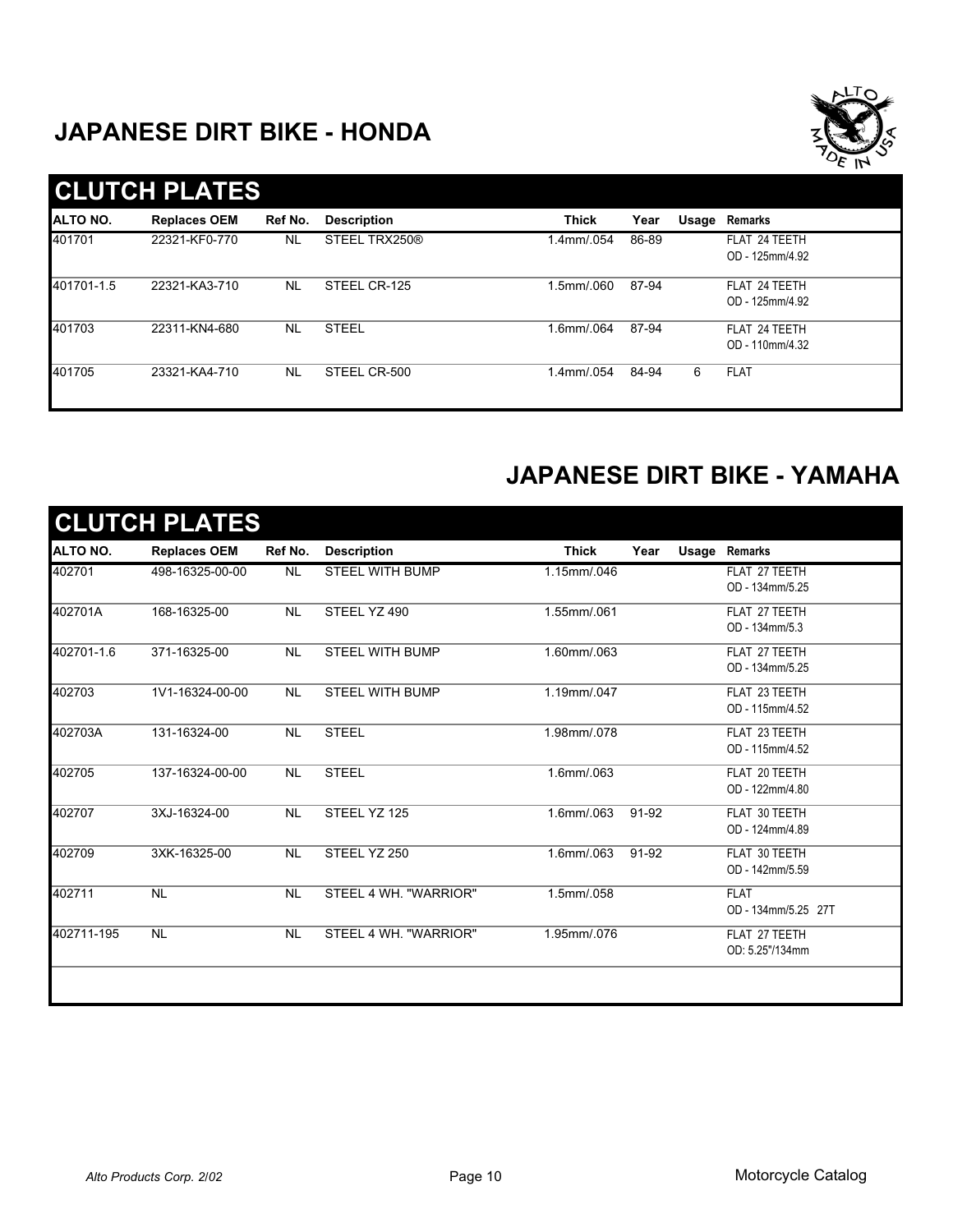## JAPANESE DIRT BIKE - HONDA

### CLUTCH PLATES

| ALTO NO. | Replaces OEM | Ref No. | Description | Thick | Year | Usage | Remarks |
|---|---|---|---|---|---|---|---|
| 401701 | 22321-KF0-770 | NL | STEEL TRX250® | 1.4mm/.054 | 86-89 | | FLAT 24 TEETH OD - 125mm/4.92 |
| 401701-1.5 | 22321-KA3-710 | NL | STEEL CR-125 | 1.5mm/.060 | 87-94 | | FLAT 24 TEETH OD - 125mm/4.92 |
| 401703 | 22311-KN4-680 | NL | STEEL | 1.6mm/.064 | 87-94 | | FLAT 24 TEETH OD - 110mm/4.32 |
| 401705 | 23321-KA4-710 | NL | STEEL CR-500 | 1.4mm/.054 | 84-94 | 6 | FLAT |

## JAPANESE DIRT BIKE - YAMAHA

### CLUTCH PLATES

| ALTO NO. | Replaces OEM | Ref No. | Description | Thick | Year | Usage | Remarks |
|---|---|---|---|---|---|---|---|
| 402701 | 498-16325-00-00 | NL | STEEL WITH BUMP | 1.15mm/.046 | | | FLAT 27 TEETH OD - 134mm/5.25 |
| 402701A | 168-16325-00 | NL | STEEL YZ 490 | 1.55mm/.061 | | | FLAT 27 TEETH OD - 134mm/5.3 |
| 402701-1.6 | 371-16325-00 | NL | STEEL WITH BUMP | 1.60mm/.063 | | | FLAT 27 TEETH OD - 134mm/5.25 |
| 402703 | 1V1-16324-00-00 | NL | STEEL WITH BUMP | 1.19mm/.047 | | | FLAT 23 TEETH OD - 115mm/4.52 |
| 402703A | 131-16324-00 | NL | STEEL | 1.98mm/.078 | | | FLAT 23 TEETH OD - 115mm/4.52 |
| 402705 | 137-16324-00-00 | NL | STEEL | 1.6mm/.063 | | | FLAT 20 TEETH OD - 122mm/4.80 |
| 402707 | 3XJ-16324-00 | NL | STEEL YZ 125 | 1.6mm/.063 | 91-92 | | FLAT 30 TEETH OD - 124mm/4.89 |
| 402709 | 3XK-16325-00 | NL | STEEL YZ 250 | 1.6mm/.063 | 91-92 | | FLAT 30 TEETH OD - 142mm/5.59 |
| 402711 | NL | NL | STEEL 4 WH. "WARRIOR" | 1.5mm/.058 | | | FLAT OD - 134mm/5.25 27T |
| 402711-195 | NL | NL | STEEL 4 WH. "WARRIOR" | 1.95mm/.076 | | | FLAT 27 TEETH OD: 5.25"/134mm |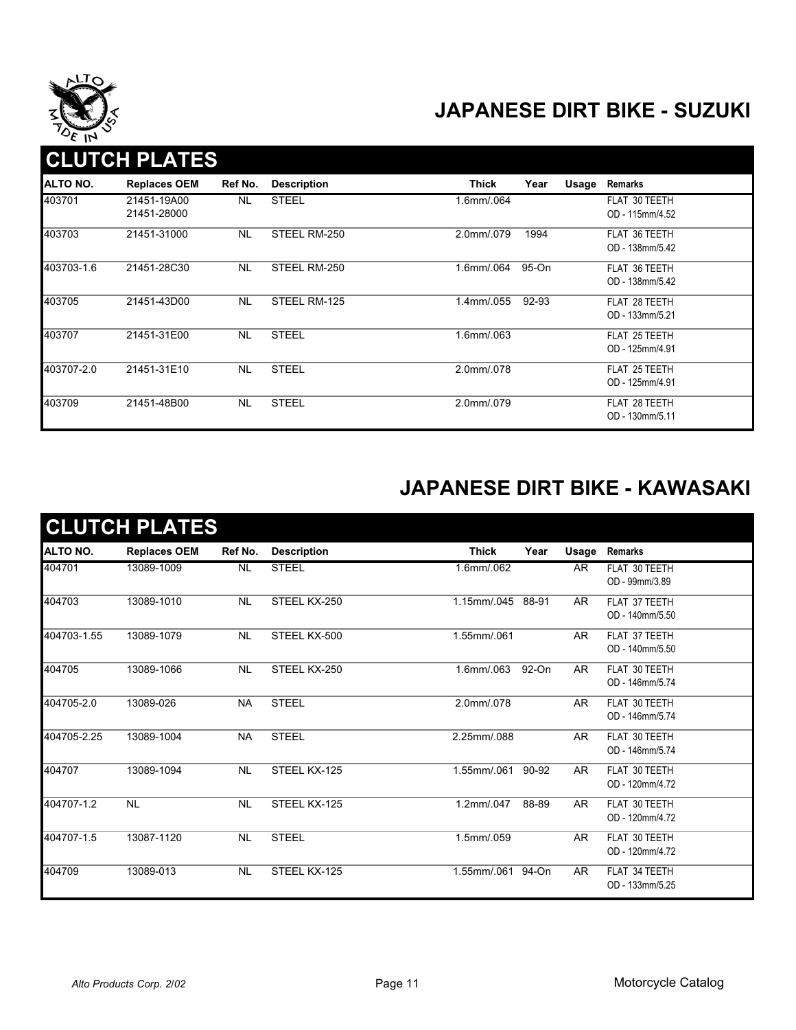# JAPANESE DIRT BIKE - SUZUKI

## CLUTCH PLATES

| ALTO NO. | Replaces OEM | Ref No. | Description | Thick | Year | Usage | Remarks |
|---|---|---|---|---|---|---|---|
| 403701 | 21451-19A00<br>21451-28000 | NL | STEEL | 1.6mm/.064 | | | FLAT 30 TEETH<br>OD - 115mm/4.52 |
| 403703 | 21451-31000 | NL | STEEL RM-250 | 2.0mm/.079 | 1994 | | FLAT 36 TEETH<br>OD - 138mm/5.42 |
| 403703-1.6 | 21451-28C30 | NL | STEEL RM-250 | 1.6mm/.064 | 95-On | | FLAT 36 TEETH<br>OD - 138mm/5.42 |
| 403705 | 21451-43D00 | NL | STEEL RM-125 | 1.4mm/.055 | 92-93 | | FLAT 28 TEETH<br>OD - 133mm/5.21 |
| 403707 | 21451-31E00 | NL | STEEL | 1.6mm/.063 | | | FLAT 25 TEETH<br>OD - 125mm/4.91 |
| 403707-2.0 | 21451-31E10 | NL | STEEL | 2.0mm/.078 | | | FLAT 25 TEETH<br>OD - 125mm/4.91 |
| 403709 | 21451-48B00 | NL | STEEL | 2.0mm/.079 | | | FLAT 28 TEETH<br>OD - 130mm/5.11 |

# JAPANESE DIRT BIKE - KAWASAKI

## CLUTCH PLATES

| ALTO NO. | Replaces OEM | Ref No. | Description | Thick | Year | Usage | Remarks |
|---|---|---|---|---|---|---|---|
| 404701 | 13089-1009 | NL | STEEL | 1.6mm/.062 | | AR | FLAT 30 TEETH<br>OD - 99mm/3.89 |
| 404703 | 13089-1010 | NL | STEEL KX-250 | 1.15mm/.045 | 88-91 | AR | FLAT 37 TEETH<br>OD - 140mm/5.50 |
| 404703-1.55 | 13089-1079 | NL | STEEL KX-500 | 1.55mm/.061 | | AR | FLAT 37 TEETH<br>OD - 140mm/5.50 |
| 404705 | 13089-1066 | NL | STEEL KX-250 | 1.6mm/.063 | 92-On | AR | FLAT 30 TEETH<br>OD - 146mm/5.74 |
| 404705-2.0 | 13089-026 | NA | STEEL | 2.0mm/.078 | | AR | FLAT 30 TEETH<br>OD - 146mm/5.74 |
| 404705-2.25 | 13089-1004 | NA | STEEL | 2.25mm/.088 | | AR | FLAT 30 TEETH<br>OD - 146mm/5.74 |
| 404707 | 13089-1094 | NL | STEEL KX-125 | 1.55mm/.061 | 90-92 | AR | FLAT 30 TEETH<br>OD - 120mm/4.72 |
| 404707-1.2 | NL | NL | STEEL KX-125 | 1.2mm/.047 | 88-89 | AR | FLAT 30 TEETH<br>OD - 120mm/4.72 |
| 404707-1.5 | 13087-1120 | NL | STEEL | 1.5mm/.059 | | AR | FLAT 30 TEETH<br>OD - 120mm/4.72 |
| 404709 | 13089-013 | NL | STEEL KX-125 | 1.55mm/.061 | 94-On | AR | FLAT 34 TEETH<br>OD - 133mm/5.25 |